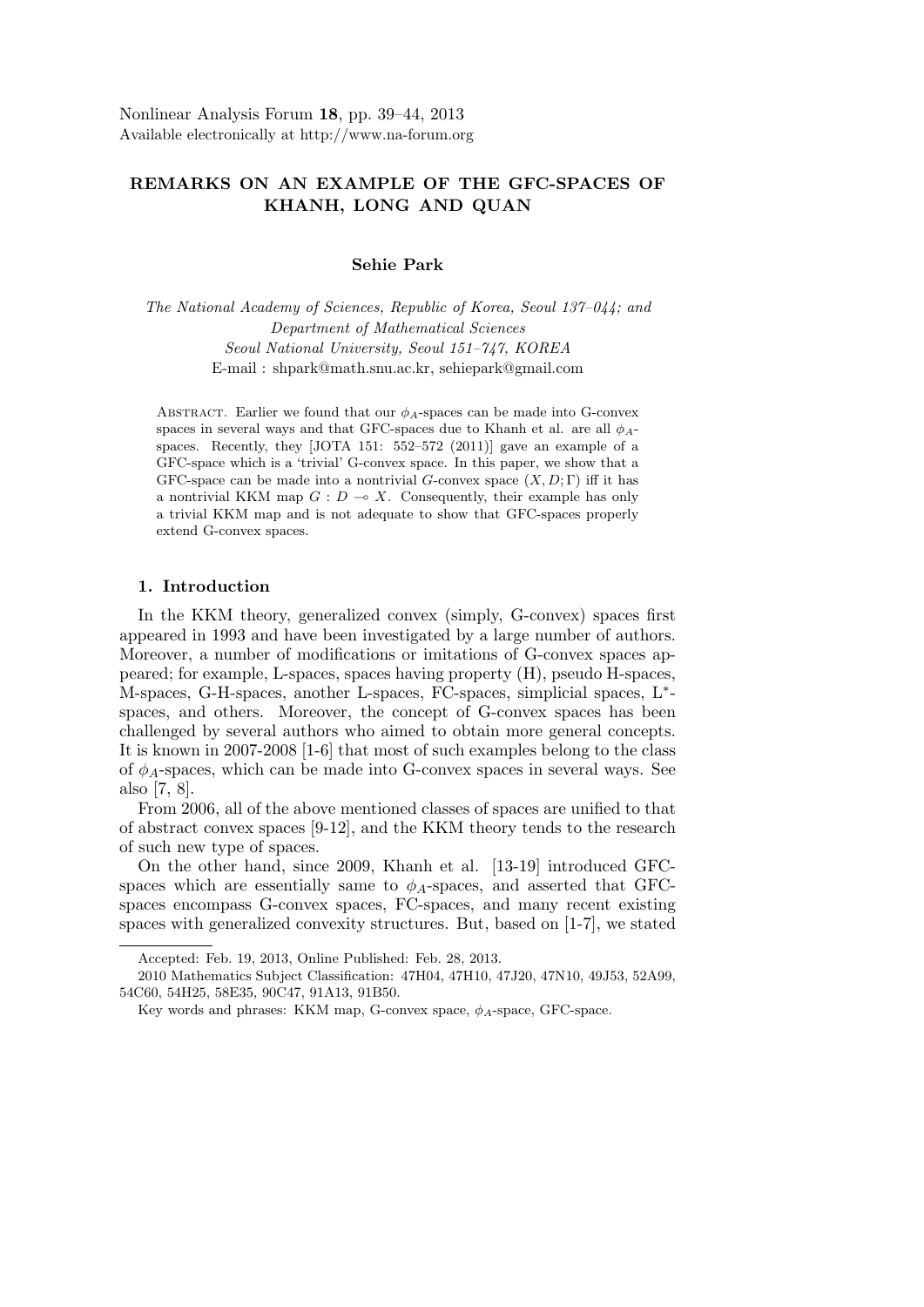# REMARKS ON AN EXAMPLE OF THE GFC-SPACES OF KHANH, LONG AND QUAN

**Sehie Park**

*The National Academy of Sciences, Republic of Korea, Seoul 137–044; and*
*Department of Mathematical Sciences*
*Seoul National University, Seoul 151–747, KOREA*
E-mail : shpark@math.snu.ac.kr, sehiepark@gmail.com

Abstract. Earlier we found that our $\phi_A$-spaces can be made into G-convex spaces in several ways and that GFC-spaces due to Khanh et al. are all $\phi_A$-spaces. Recently, they [JOTA 151: 552–572 (2011)] gave an example of a GFC-space which is a 'trivial' G-convex space. In this paper, we show that a GFC-space can be made into a nontrivial $G$-convex space $(X, D; \Gamma)$ iff it has a nontrivial KKM map $G : D \multimap X$. Consequently, their example has only a trivial KKM map and is not adequate to show that GFC-spaces properly extend G-convex spaces.

## 1. Introduction

In the KKM theory, generalized convex (simply, G-convex) spaces first appeared in 1993 and have been investigated by a large number of authors. Moreover, a number of modifications or imitations of G-convex spaces appeared; for example, L-spaces, spaces having property (H), pseudo H-spaces, M-spaces, G-H-spaces, another L-spaces, FC-spaces, simplicial spaces, L$^*$-spaces, and others. Moreover, the concept of G-convex spaces has been challenged by several authors who aimed to obtain more general concepts. It is known in 2007-2008 [1-6] that most of such examples belong to the class of $\phi_A$-spaces, which can be made into G-convex spaces in several ways. See also [7, 8].

From 2006, all of the above mentioned classes of spaces are unified to that of abstract convex spaces [9-12], and the KKM theory tends to the research of such new type of spaces.

On the other hand, since 2009, Khanh et al. [13-19] introduced GFC-spaces which are essentially same to $\phi_A$-spaces, and asserted that GFC-spaces encompass G-convex spaces, FC-spaces, and many recent existing spaces with generalized convexity structures. But, based on [1-7], we stated

---

Accepted: Feb. 19, 2013, Online Published: Feb. 28, 2013.

2010 Mathematics Subject Classification: 47H04, 47H10, 47J20, 47N10, 49J53, 52A99, 54C60, 54H25, 58E35, 90C47, 91A13, 91B50.

Key words and phrases: KKM map, G-convex space, $\phi_A$-space, GFC-space.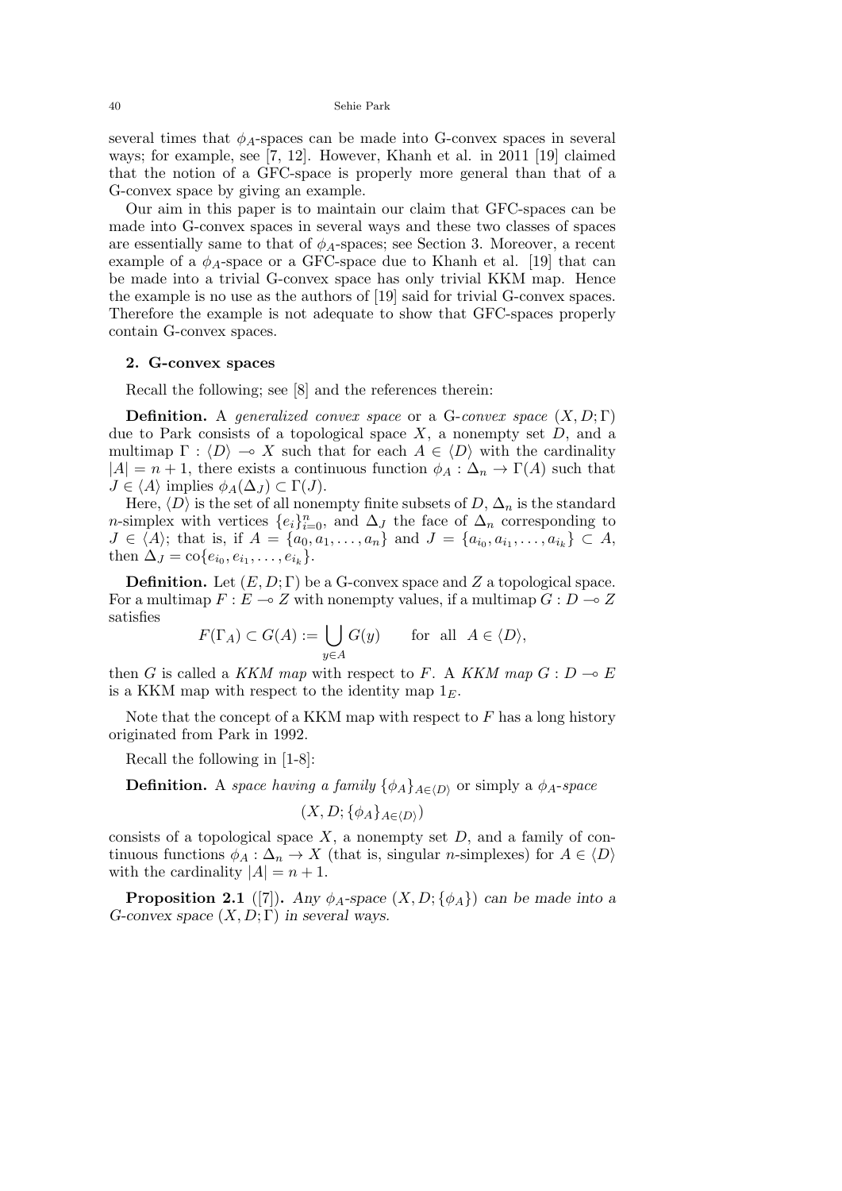several times that $\phi_A$-spaces can be made into G-convex spaces in several ways; for example, see [7, 12]. However, Khanh et al. in 2011 [19] claimed that the notion of a GFC-space is properly more general than that of a G-convex space by giving an example.

Our aim in this paper is to maintain our claim that GFC-spaces can be made into G-convex spaces in several ways and these two classes of spaces are essentially same to that of $\phi_A$-spaces; see Section 3. Moreover, a recent example of a $\phi_A$-space or a GFC-space due to Khanh et al. [19] that can be made into a trivial G-convex space has only trivial KKM map. Hence the example is no use as the authors of [19] said for trivial G-convex spaces. Therefore the example is not adequate to show that GFC-spaces properly contain G-convex spaces.

## 2. G-convex spaces

Recall the following; see [8] and the references therein:

**Definition.** A *generalized convex space* or a G-*convex space* $(X, D; \Gamma)$ due to Park consists of a topological space $X$, a nonempty set $D$, and a multimap $\Gamma : \langle D \rangle \multimap X$ such that for each $A \in \langle D \rangle$ with the cardinality $|A| = n + 1$, there exists a continuous function $\phi_A : \Delta_n \to \Gamma(A)$ such that $J \in \langle A \rangle$ implies $\phi_A(\Delta_J) \subset \Gamma(J)$.

Here, $\langle D \rangle$ is the set of all nonempty finite subsets of $D$, $\Delta_n$ is the standard $n$-simplex with vertices $\{e_i\}_{i=0}^n$, and $\Delta_J$ the face of $\Delta_n$ corresponding to $J \in \langle A \rangle$; that is, if $A = \{a_0, a_1, \ldots, a_n\}$ and $J = \{a_{i_0}, a_{i_1}, \ldots, a_{i_k}\} \subset A$, then $\Delta_J = \mathrm{co}\{e_{i_0}, e_{i_1}, \ldots, e_{i_k}\}$.

**Definition.** Let $(E, D; \Gamma)$ be a G-convex space and $Z$ a topological space. For a multimap $F : E \multimap Z$ with nonempty values, if a multimap $G : D \multimap Z$ satisfies

$$F(\Gamma_A) \subset G(A) := \bigcup_{y \in A} G(y) \qquad \text{for all } \ A \in \langle D \rangle,$$

then $G$ is called a *KKM map* with respect to $F$. A *KKM map* $G : D \multimap E$ is a KKM map with respect to the identity map $1_E$.

Note that the concept of a KKM map with respect to $F$ has a long history originated from Park in 1992.

Recall the following in [1-8]:

**Definition.** A *space having a family* $\{\phi_A\}_{A \in \langle D \rangle}$ or simply a $\phi_A$-*space*

$$(X, D; \{\phi_A\}_{A \in \langle D \rangle})$$

consists of a topological space $X$, a nonempty set $D$, and a family of continuous functions $\phi_A : \Delta_n \to X$ (that is, singular $n$-simplexes) for $A \in \langle D \rangle$ with the cardinality $|A| = n + 1$.

**Proposition 2.1** ([7]). *Any $\phi_A$-space $(X, D; \{\phi_A\})$ can be made into a G-convex space $(X, D; \Gamma)$ in several ways.*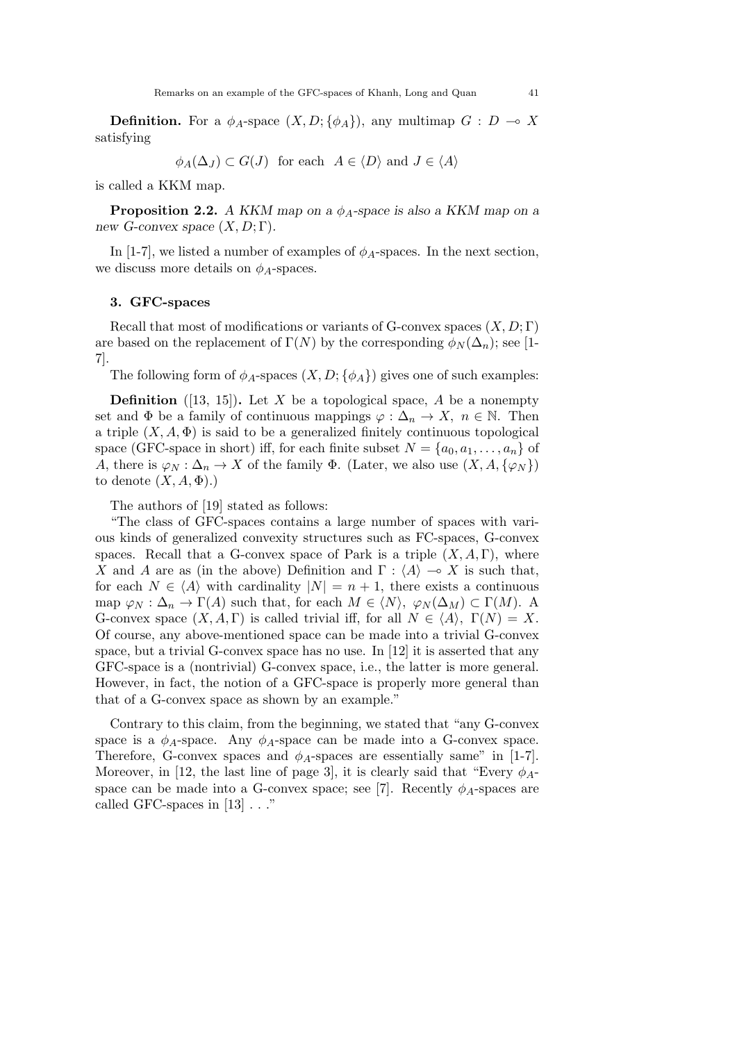**Definition.** For a $\phi_A$-space $(X, D; \{\phi_A\})$, any multimap $G : D \multimap X$ satisfying

$$\phi_A(\Delta_J) \subset G(J) \quad \text{for each} \quad A \in \langle D \rangle \text{ and } J \in \langle A \rangle$$

is called a KKM map.

**Proposition 2.2.** *A KKM map on a $\phi_A$-space is also a KKM map on a new G-convex space $(X, D; \Gamma)$.*

In [1-7], we listed a number of examples of $\phi_A$-spaces. In the next section, we discuss more details on $\phi_A$-spaces.

### 3. GFC-spaces

Recall that most of modifications or variants of G-convex spaces $(X, D; \Gamma)$ are based on the replacement of $\Gamma(N)$ by the corresponding $\phi_N(\Delta_n)$; see [1-7].

The following form of $\phi_A$-spaces $(X, D; \{\phi_A\})$ gives one of such examples:

**Definition** ([13, 15])**.** Let $X$ be a topological space, $A$ be a nonempty set and $\Phi$ be a family of continuous mappings $\varphi : \Delta_n \to X$, $n \in \mathbb{N}$. Then a triple $(X, A, \Phi)$ is said to be a generalized finitely continuous topological space (GFC-space in short) iff, for each finite subset $N = \{a_0, a_1, \ldots, a_n\}$ of $A$, there is $\varphi_N : \Delta_n \to X$ of the family $\Phi$. (Later, we also use $(X, A, \{\varphi_N\})$ to denote $(X, A, \Phi)$.)

The authors of [19] stated as follows:

"The class of GFC-spaces contains a large number of spaces with various kinds of generalized convexity structures such as FC-spaces, G-convex spaces. Recall that a G-convex space of Park is a triple $(X, A, \Gamma)$, where $X$ and $A$ are as (in the above) Definition and $\Gamma : \langle A \rangle \multimap X$ is such that, for each $N \in \langle A \rangle$ with cardinality $|N| = n + 1$, there exists a continuous map $\varphi_N : \Delta_n \to \Gamma(A)$ such that, for each $M \in \langle N \rangle$, $\varphi_N(\Delta_M) \subset \Gamma(M)$. A G-convex space $(X, A, \Gamma)$ is called trivial iff, for all $N \in \langle A \rangle$, $\Gamma(N) = X$. Of course, any above-mentioned space can be made into a trivial G-convex space, but a trivial G-convex space has no use. In [12] it is asserted that any GFC-space is a (nontrivial) G-convex space, i.e., the latter is more general. However, in fact, the notion of a GFC-space is properly more general than that of a G-convex space as shown by an example."

Contrary to this claim, from the beginning, we stated that "any G-convex space is a $\phi_A$-space. Any $\phi_A$-space can be made into a G-convex space. Therefore, G-convex spaces and $\phi_A$-spaces are essentially same" in [1-7]. Moreover, in [12, the last line of page 3], it is clearly said that "Every $\phi_A$-space can be made into a G-convex space; see [7]. Recently $\phi_A$-spaces are called GFC-spaces in [13] . . ."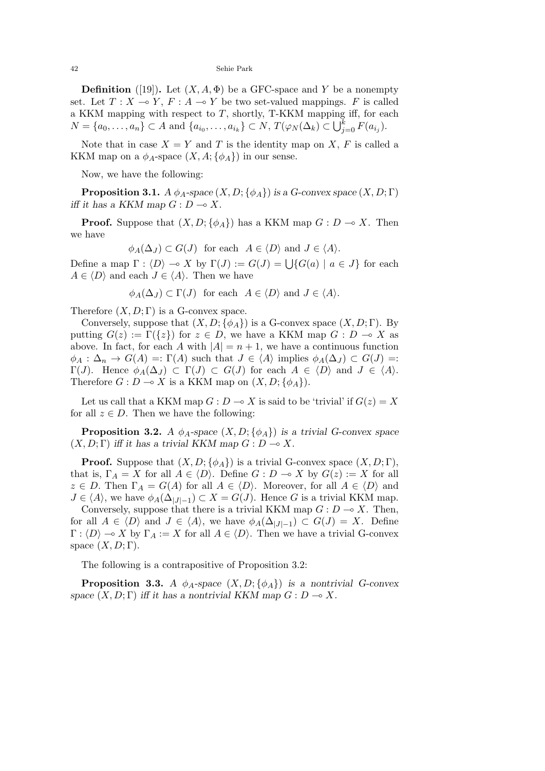**Definition** ([19])**.** Let $(X, A, \Phi)$ be a GFC-space and $Y$ be a nonempty set. Let $T : X \multimap Y$, $F : A \multimap Y$ be two set-valued mappings. $F$ is called a KKM mapping with respect to $T$, shortly, T-KKM mapping iff, for each $N = \{a_0, \ldots, a_n\} \subset A$ and $\{a_{i_0}, \ldots, a_{i_k}\} \subset N$, $T(\varphi_N(\Delta_k) \subset \bigcup_{j=0}^{k} F(a_{i_j})$.

Note that in case $X = Y$ and $T$ is the identity map on $X$, $F$ is called a KKM map on a $\phi_A$-space $(X, A; \{\phi_A\})$ in our sense.

Now, we have the following:

**Proposition 3.1.** *A $\phi_A$-space $(X, D; \{\phi_A\})$ is a G-convex space $(X, D; \Gamma)$ iff it has a KKM map $G : D \multimap X$.*

**Proof.** Suppose that $(X, D; \{\phi_A\})$ has a KKM map $G : D \multimap X$. Then we have

$$\phi_A(\Delta_J) \subset G(J) \quad \text{for each} \quad A \in \langle D \rangle \text{ and } J \in \langle A \rangle.$$

Define a map $\Gamma : \langle D \rangle \multimap X$ by $\Gamma(J) := G(J) = \bigcup \{G(a) \mid a \in J\}$ for each $A \in \langle D \rangle$ and each $J \in \langle A \rangle$. Then we have

$$\phi_A(\Delta_J) \subset \Gamma(J) \quad \text{for each} \quad A \in \langle D \rangle \text{ and } J \in \langle A \rangle.$$

Therefore $(X, D; \Gamma)$ is a G-convex space.

Conversely, suppose that $(X, D; \{\phi_A\})$ is a G-convex space $(X, D; \Gamma)$. By putting $G(z) := \Gamma(\{z\})$ for $z \in D$, we have a KKM map $G : D \multimap X$ as above. In fact, for each $A$ with $|A| = n + 1$, we have a continuous function $\phi_A : \Delta_n \to G(A) =: \Gamma(A)$ such that $J \in \langle A \rangle$ implies $\phi_A(\Delta_J) \subset G(J) =: \Gamma(J)$. Hence $\phi_A(\Delta_J) \subset \Gamma(J) \subset G(J)$ for each $A \in \langle D \rangle$ and $J \in \langle A \rangle$. Therefore $G : D \multimap X$ is a KKM map on $(X, D; \{\phi_A\})$.

Let us call that a KKM map $G : D \multimap X$ is said to be 'trivial' if $G(z) = X$ for all $z \in D$. Then we have the following:

**Proposition 3.2.** *A $\phi_A$-space $(X, D; \{\phi_A\})$ is a trivial G-convex space $(X, D; \Gamma)$ iff it has a trivial KKM map $G : D \multimap X$.*

**Proof.** Suppose that $(X, D; \{\phi_A\})$ is a trivial G-convex space $(X, D; \Gamma)$, that is, $\Gamma_A = X$ for all $A \in \langle D \rangle$. Define $G : D \multimap X$ by $G(z) := X$ for all $z \in D$. Then $\Gamma_A = G(A)$ for all $A \in \langle D \rangle$. Moreover, for all $A \in \langle D \rangle$ and $J \in \langle A \rangle$, we have $\phi_A(\Delta_{|J|-1}) \subset X = G(J)$. Hence $G$ is a trivial KKM map.

Conversely, suppose that there is a trivial KKM map $G : D \multimap X$. Then, for all $A \in \langle D \rangle$ and $J \in \langle A \rangle$, we have $\phi_A(\Delta_{|J|-1}) \subset G(J) = X$. Define $\Gamma : \langle D \rangle \multimap X$ by $\Gamma_A := X$ for all $A \in \langle D \rangle$. Then we have a trivial G-convex space $(X, D; \Gamma)$.

The following is a contrapositive of Proposition 3.2:

**Proposition 3.3.** *A $\phi_A$-space $(X, D; \{\phi_A\})$ is a nontrivial G-convex space $(X, D; \Gamma)$ iff it has a nontrivial KKM map $G : D \multimap X$.*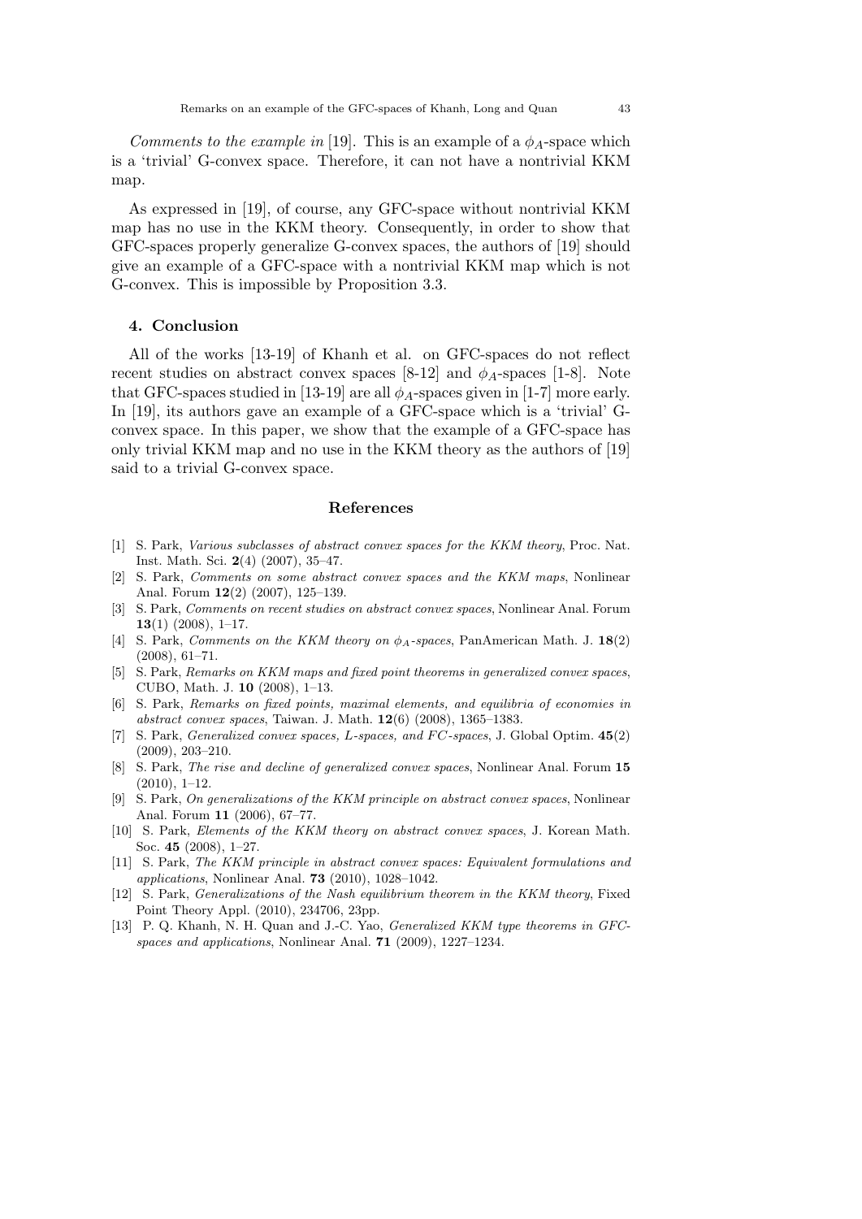*Comments to the example in* [19]. This is an example of a $\phi_A$-space which is a 'trivial' G-convex space. Therefore, it can not have a nontrivial KKM map.

As expressed in [19], of course, any GFC-space without nontrivial KKM map has no use in the KKM theory. Consequently, in order to show that GFC-spaces properly generalize G-convex spaces, the authors of [19] should give an example of a GFC-space with a nontrivial KKM map which is not G-convex. This is impossible by Proposition 3.3.

## 4. Conclusion

All of the works [13-19] of Khanh et al. on GFC-spaces do not reflect recent studies on abstract convex spaces [8-12] and $\phi_A$-spaces [1-8]. Note that GFC-spaces studied in [13-19] are all $\phi_A$-spaces given in [1-7] more early. In [19], its authors gave an example of a GFC-space which is a 'trivial' G-convex space. In this paper, we show that the example of a GFC-space has only trivial KKM map and no use in the KKM theory as the authors of [19] said to a trivial G-convex space.

## References

[1] S. Park, *Various subclasses of abstract convex spaces for the KKM theory*, Proc. Nat. Inst. Math. Sci. **2**(4) (2007), 35–47.

[2] S. Park, *Comments on some abstract convex spaces and the KKM maps*, Nonlinear Anal. Forum **12**(2) (2007), 125–139.

[3] S. Park, *Comments on recent studies on abstract convex spaces*, Nonlinear Anal. Forum **13**(1) (2008), 1–17.

[4] S. Park, *Comments on the KKM theory on $\phi_A$-spaces*, PanAmerican Math. J. **18**(2) (2008), 61–71.

[5] S. Park, *Remarks on KKM maps and fixed point theorems in generalized convex spaces*, CUBO, Math. J. **10** (2008), 1–13.

[6] S. Park, *Remarks on fixed points, maximal elements, and equilibria of economies in abstract convex spaces*, Taiwan. J. Math. **12**(6) (2008), 1365–1383.

[7] S. Park, *Generalized convex spaces, L-spaces, and FC-spaces*, J. Global Optim. **45**(2) (2009), 203–210.

[8] S. Park, *The rise and decline of generalized convex spaces*, Nonlinear Anal. Forum **15** (2010), 1–12.

[9] S. Park, *On generalizations of the KKM principle on abstract convex spaces*, Nonlinear Anal. Forum **11** (2006), 67–77.

[10] S. Park, *Elements of the KKM theory on abstract convex spaces*, J. Korean Math. Soc. **45** (2008), 1–27.

[11] S. Park, *The KKM principle in abstract convex spaces: Equivalent formulations and applications*, Nonlinear Anal. **73** (2010), 1028–1042.

[12] S. Park, *Generalizations of the Nash equilibrium theorem in the KKM theory*, Fixed Point Theory Appl. (2010), 234706, 23pp.

[13] P. Q. Khanh, N. H. Quan and J.-C. Yao, *Generalized KKM type theorems in GFC-spaces and applications*, Nonlinear Anal. **71** (2009), 1227–1234.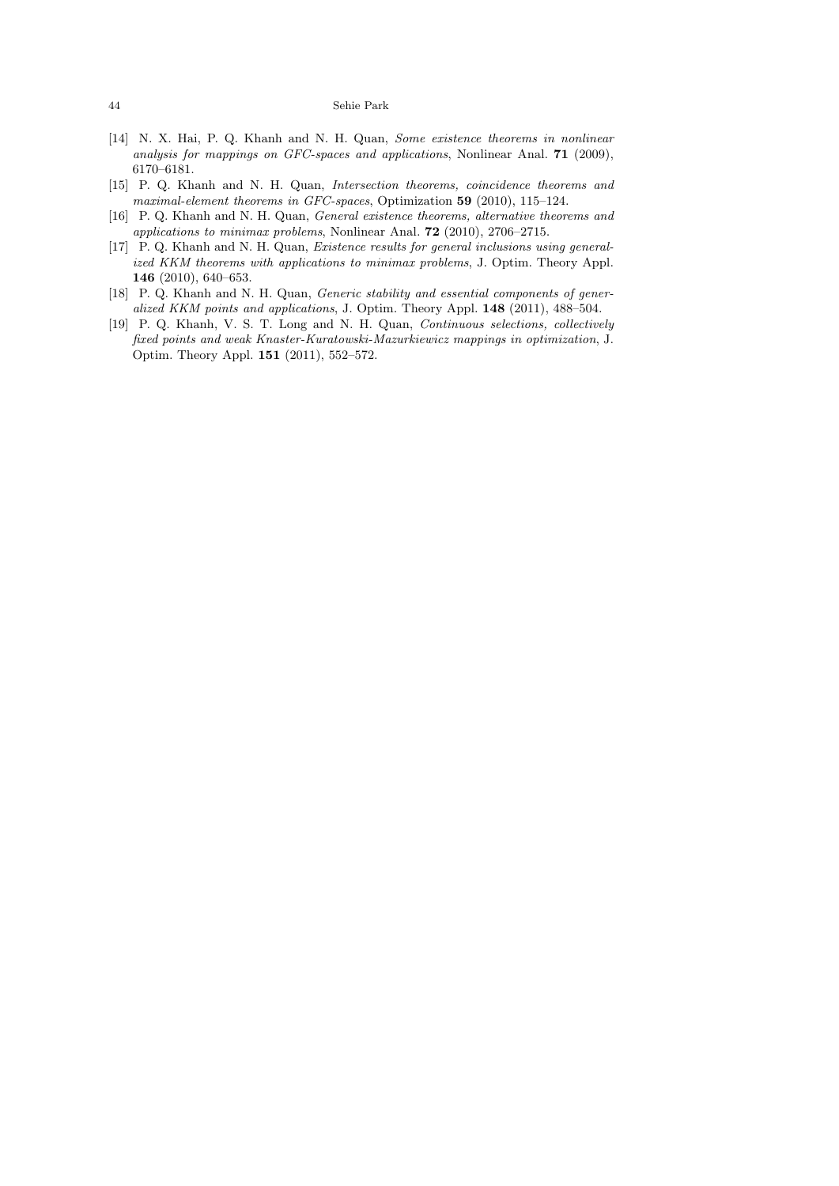[14] N. X. Hai, P. Q. Khanh and N. H. Quan, *Some existence theorems in nonlinear analysis for mappings on GFC-spaces and applications*, Nonlinear Anal. **71** (2009), 6170–6181.

[15] P. Q. Khanh and N. H. Quan, *Intersection theorems, coincidence theorems and maximal-element theorems in GFC-spaces*, Optimization **59** (2010), 115–124.

[16] P. Q. Khanh and N. H. Quan, *General existence theorems, alternative theorems and applications to minimax problems*, Nonlinear Anal. **72** (2010), 2706–2715.

[17] P. Q. Khanh and N. H. Quan, *Existence results for general inclusions using generalized KKM theorems with applications to minimax problems*, J. Optim. Theory Appl. **146** (2010), 640–653.

[18] P. Q. Khanh and N. H. Quan, *Generic stability and essential components of generalized KKM points and applications*, J. Optim. Theory Appl. **148** (2011), 488–504.

[19] P. Q. Khanh, V. S. T. Long and N. H. Quan, *Continuous selections, collectively fixed points and weak Knaster-Kuratowski-Mazurkiewicz mappings in optimization*, J. Optim. Theory Appl. **151** (2011), 552–572.